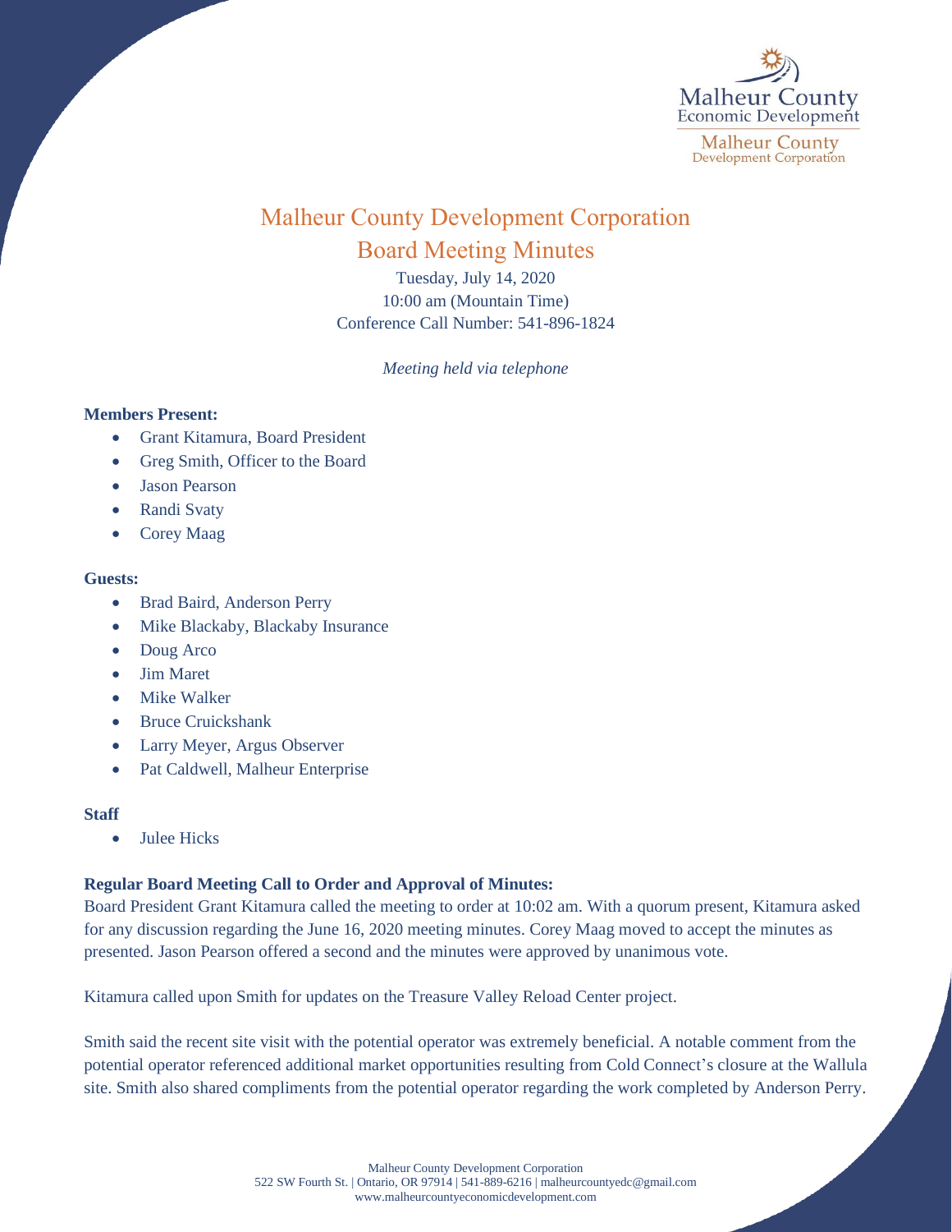# Malheur County Development Corporation

## Board Meeting Minutes

Tuesday, July 14, 2020
10:00 am (Mountain Time)
Conference Call Number: 541-896-1824

*Meeting held via telephone*

**Members Present:**

- Grant Kitamura, Board President
- Greg Smith, Officer to the Board
- Jason Pearson
- Randi Svaty
- Corey Maag

**Guests:**

- Brad Baird, Anderson Perry
- Mike Blackaby, Blackaby Insurance
- Doug Arco
- Jim Maret
- Mike Walker
- Bruce Cruickshank
- Larry Meyer, Argus Observer
- Pat Caldwell, Malheur Enterprise

**Staff**

- Julee Hicks

**Regular Board Meeting Call to Order and Approval of Minutes:**

Board President Grant Kitamura called the meeting to order at 10:02 am. With a quorum present, Kitamura asked for any discussion regarding the June 16, 2020 meeting minutes. Corey Maag moved to accept the minutes as presented. Jason Pearson offered a second and the minutes were approved by unanimous vote.

Kitamura called upon Smith for updates on the Treasure Valley Reload Center project.

Smith said the recent site visit with the potential operator was extremely beneficial. A notable comment from the potential operator referenced additional market opportunities resulting from Cold Connect's closure at the Wallula site. Smith also shared compliments from the potential operator regarding the work completed by Anderson Perry.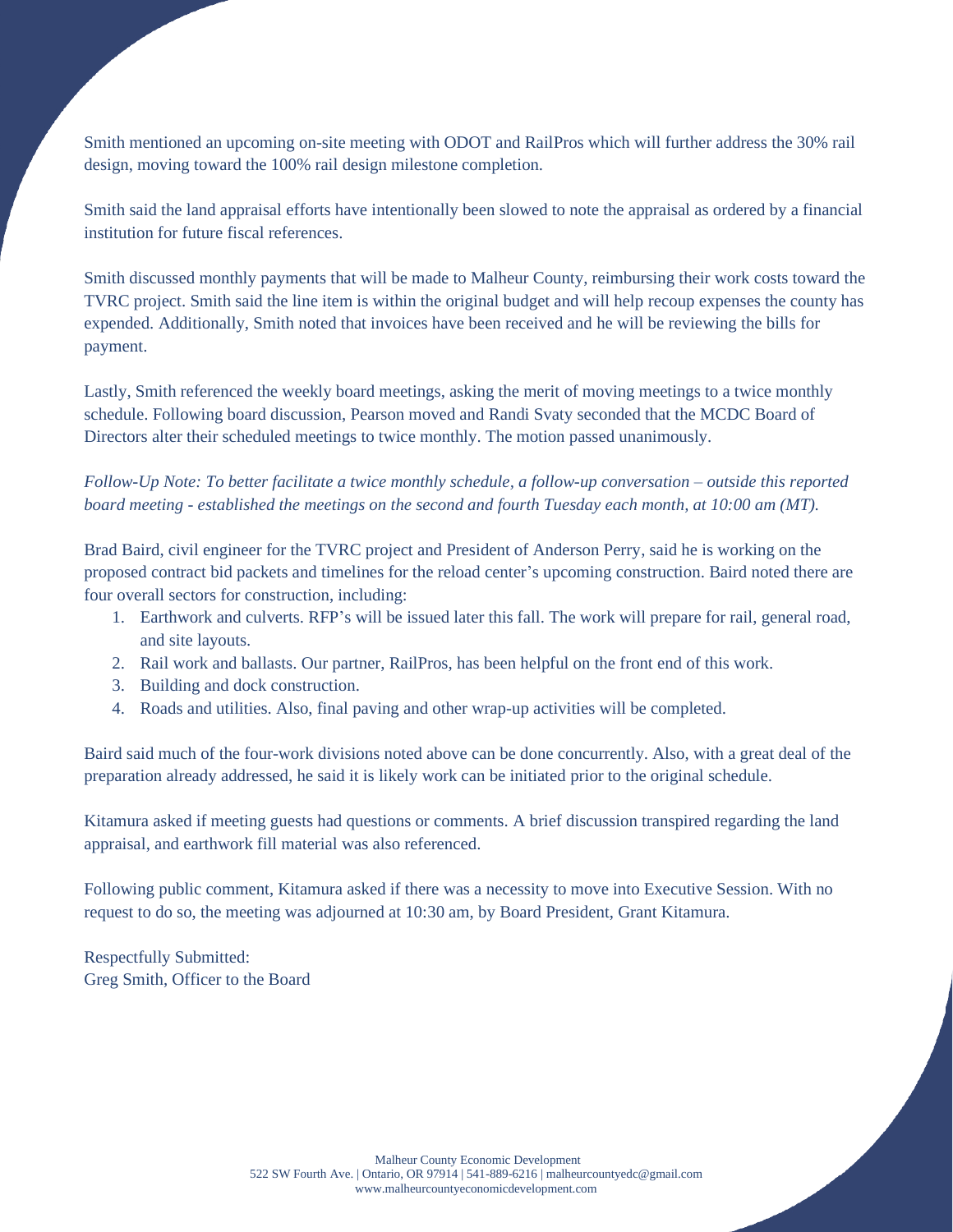Smith mentioned an upcoming on-site meeting with ODOT and RailPros which will further address the 30% rail design, moving toward the 100% rail design milestone completion.

Smith said the land appraisal efforts have intentionally been slowed to note the appraisal as ordered by a financial institution for future fiscal references.

Smith discussed monthly payments that will be made to Malheur County, reimbursing their work costs toward the TVRC project. Smith said the line item is within the original budget and will help recoup expenses the county has expended. Additionally, Smith noted that invoices have been received and he will be reviewing the bills for payment.

Lastly, Smith referenced the weekly board meetings, asking the merit of moving meetings to a twice monthly schedule. Following board discussion, Pearson moved and Randi Svaty seconded that the MCDC Board of Directors alter their scheduled meetings to twice monthly. The motion passed unanimously.

*Follow-Up Note: To better facilitate a twice monthly schedule, a follow-up conversation – outside this reported board meeting - established the meetings on the second and fourth Tuesday each month, at 10:00 am (MT).*

Brad Baird, civil engineer for the TVRC project and President of Anderson Perry, said he is working on the proposed contract bid packets and timelines for the reload center's upcoming construction. Baird noted there are four overall sectors for construction, including:

1. Earthwork and culverts. RFP's will be issued later this fall. The work will prepare for rail, general road, and site layouts.
2. Rail work and ballasts. Our partner, RailPros, has been helpful on the front end of this work.
3. Building and dock construction.
4. Roads and utilities. Also, final paving and other wrap-up activities will be completed.

Baird said much of the four-work divisions noted above can be done concurrently. Also, with a great deal of the preparation already addressed, he said it is likely work can be initiated prior to the original schedule.

Kitamura asked if meeting guests had questions or comments. A brief discussion transpired regarding the land appraisal, and earthwork fill material was also referenced.

Following public comment, Kitamura asked if there was a necessity to move into Executive Session. With no request to do so, the meeting was adjourned at 10:30 am, by Board President, Grant Kitamura.

Respectfully Submitted:
Greg Smith, Officer to the Board

Malheur County Economic Development
522 SW Fourth Ave. | Ontario, OR 97914 | 541-889-6216 | malheurcountyedc@gmail.com
www.malheurcountyeconomicdevelopment.com